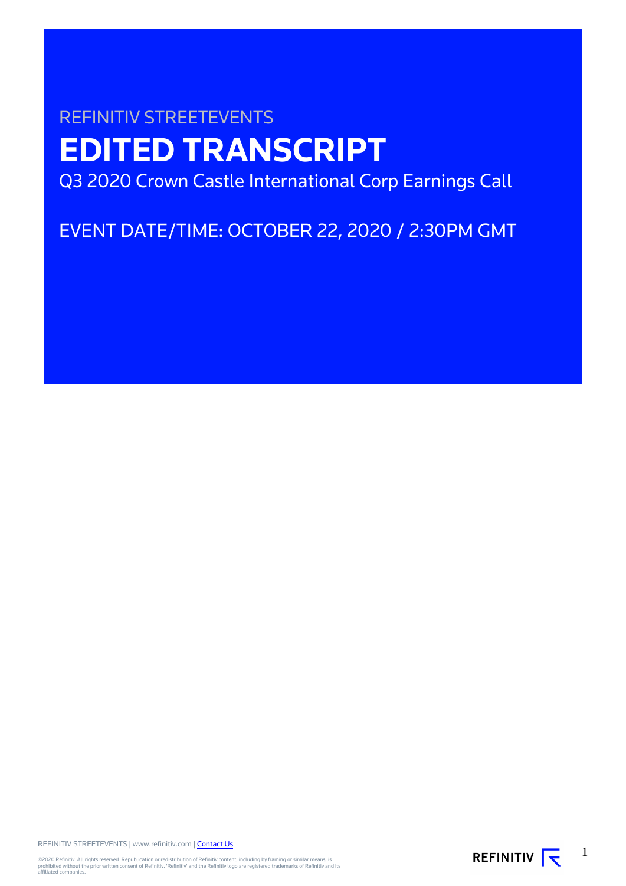REFINITIV STREETEVENTS

# EDITED TRANSCRIPT

Q3 2020 Crown Castle International Corp Earnings Call

EVENT DATE/TIME: OCTOBER 22, 2020 / 2:30PM GMT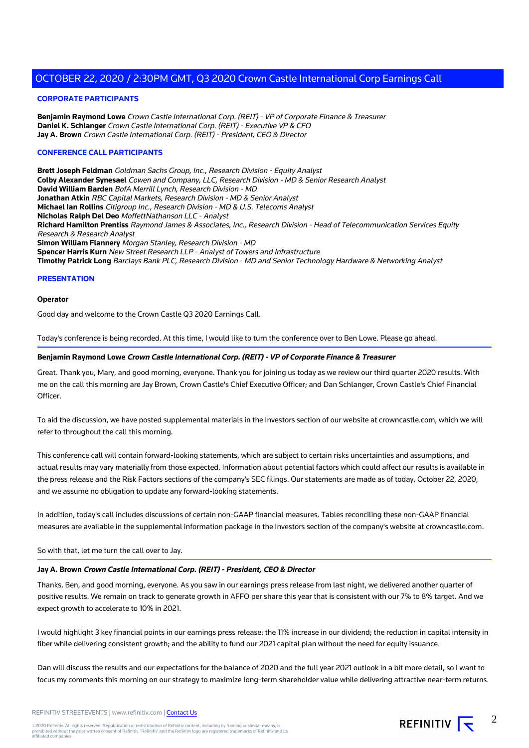## OCTOBER 22, 2020 / 2:30PM GMT, Q3 2020 Crown Castle International Corp Earnings Call

### CORPORATE PARTICIPANTS

**Benjamin Raymond Lowe** *Crown Castle International Corp. (REIT) - VP of Corporate Finance & Treasurer*
**Daniel K. Schlanger** *Crown Castle International Corp. (REIT) - Executive VP & CFO*
**Jay A. Brown** *Crown Castle International Corp. (REIT) - President, CEO & Director*

### CONFERENCE CALL PARTICIPANTS

**Brett Joseph Feldman** *Goldman Sachs Group, Inc., Research Division - Equity Analyst*
**Colby Alexander Synesael** *Cowen and Company, LLC, Research Division - MD & Senior Research Analyst*
**David William Barden** *BofA Merrill Lynch, Research Division - MD*
**Jonathan Atkin** *RBC Capital Markets, Research Division - MD & Senior Analyst*
**Michael Ian Rollins** *Citigroup Inc., Research Division - MD & U.S. Telecoms Analyst*
**Nicholas Ralph Del Deo** *MoffettNathanson LLC - Analyst*
**Richard Hamilton Prentiss** *Raymond James & Associates, Inc., Research Division - Head of Telecommunication Services Equity Research & Research Analyst*
**Simon William Flannery** *Morgan Stanley, Research Division - MD*
**Spencer Harris Kurn** *New Street Research LLP - Analyst of Towers and Infrastructure*
**Timothy Patrick Long** *Barclays Bank PLC, Research Division - MD and Senior Technology Hardware & Networking Analyst*

### PRESENTATION

**Operator**

Good day and welcome to the Crown Castle Q3 2020 Earnings Call.

Today's conference is being recorded. At this time, I would like to turn the conference over to Ben Lowe. Please go ahead.

**Benjamin Raymond Lowe** *Crown Castle International Corp. (REIT) - VP of Corporate Finance & Treasurer*

Great. Thank you, Mary, and good morning, everyone. Thank you for joining us today as we review our third quarter 2020 results. With me on the call this morning are Jay Brown, Crown Castle's Chief Executive Officer; and Dan Schlanger, Crown Castle's Chief Financial Officer.

To aid the discussion, we have posted supplemental materials in the Investors section of our website at crowncastle.com, which we will refer to throughout the call this morning.

This conference call will contain forward-looking statements, which are subject to certain risks uncertainties and assumptions, and actual results may vary materially from those expected. Information about potential factors which could affect our results is available in the press release and the Risk Factors sections of the company's SEC filings. Our statements are made as of today, October 22, 2020, and we assume no obligation to update any forward-looking statements.

In addition, today's call includes discussions of certain non-GAAP financial measures. Tables reconciling these non-GAAP financial measures are available in the supplemental information package in the Investors section of the company's website at crowncastle.com.

So with that, let me turn the call over to Jay.

**Jay A. Brown** *Crown Castle International Corp. (REIT) - President, CEO & Director*

Thanks, Ben, and good morning, everyone. As you saw in our earnings press release from last night, we delivered another quarter of positive results. We remain on track to generate growth in AFFO per share this year that is consistent with our 7% to 8% target. And we expect growth to accelerate to 10% in 2021.

I would highlight 3 key financial points in our earnings press release: the 11% increase in our dividend; the reduction in capital intensity in fiber while delivering consistent growth; and the ability to fund our 2021 capital plan without the need for equity issuance.

Dan will discuss the results and our expectations for the balance of 2020 and the full year 2021 outlook in a bit more detail, so I want to focus my comments this morning on our strategy to maximize long-term shareholder value while delivering attractive near-term returns.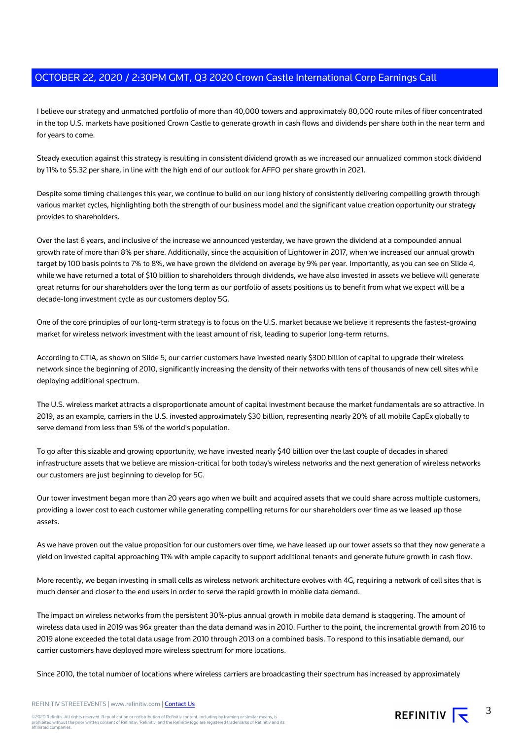I believe our strategy and unmatched portfolio of more than 40,000 towers and approximately 80,000 route miles of fiber concentrated in the top U.S. markets have positioned Crown Castle to generate growth in cash flows and dividends per share both in the near term and for years to come.

Steady execution against this strategy is resulting in consistent dividend growth as we increased our annualized common stock dividend by 11% to $5.32 per share, in line with the high end of our outlook for AFFO per share growth in 2021.

Despite some timing challenges this year, we continue to build on our long history of consistently delivering compelling growth through various market cycles, highlighting both the strength of our business model and the significant value creation opportunity our strategy provides to shareholders.

Over the last 6 years, and inclusive of the increase we announced yesterday, we have grown the dividend at a compounded annual growth rate of more than 8% per share. Additionally, since the acquisition of Lightower in 2017, when we increased our annual growth target by 100 basis points to 7% to 8%, we have grown the dividend on average by 9% per year. Importantly, as you can see on Slide 4, while we have returned a total of $10 billion to shareholders through dividends, we have also invested in assets we believe will generate great returns for our shareholders over the long term as our portfolio of assets positions us to benefit from what we expect will be a decade-long investment cycle as our customers deploy 5G.

One of the core principles of our long-term strategy is to focus on the U.S. market because we believe it represents the fastest-growing market for wireless network investment with the least amount of risk, leading to superior long-term returns.

According to CTIA, as shown on Slide 5, our carrier customers have invested nearly $300 billion of capital to upgrade their wireless network since the beginning of 2010, significantly increasing the density of their networks with tens of thousands of new cell sites while deploying additional spectrum.

The U.S. wireless market attracts a disproportionate amount of capital investment because the market fundamentals are so attractive. In 2019, as an example, carriers in the U.S. invested approximately $30 billion, representing nearly 20% of all mobile CapEx globally to serve demand from less than 5% of the world's population.

To go after this sizable and growing opportunity, we have invested nearly $40 billion over the last couple of decades in shared infrastructure assets that we believe are mission-critical for both today's wireless networks and the next generation of wireless networks our customers are just beginning to develop for 5G.

Our tower investment began more than 20 years ago when we built and acquired assets that we could share across multiple customers, providing a lower cost to each customer while generating compelling returns for our shareholders over time as we leased up those assets.

As we have proven out the value proposition for our customers over time, we have leased up our tower assets so that they now generate a yield on invested capital approaching 11% with ample capacity to support additional tenants and generate future growth in cash flow.

More recently, we began investing in small cells as wireless network architecture evolves with 4G, requiring a network of cell sites that is much denser and closer to the end users in order to serve the rapid growth in mobile data demand.

The impact on wireless networks from the persistent 30%-plus annual growth in mobile data demand is staggering. The amount of wireless data used in 2019 was 96x greater than the data demand was in 2010. Further to the point, the incremental growth from 2018 to 2019 alone exceeded the total data usage from 2010 through 2013 on a combined basis. To respond to this insatiable demand, our carrier customers have deployed more wireless spectrum for more locations.

Since 2010, the total number of locations where wireless carriers are broadcasting their spectrum has increased by approximately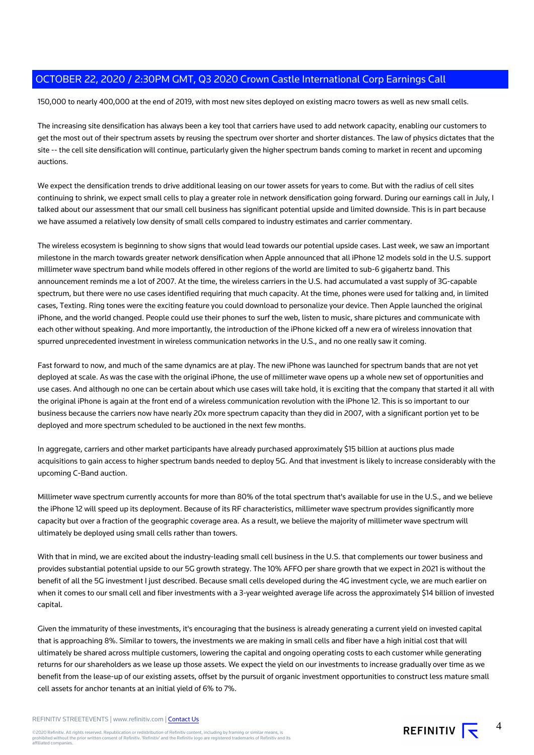150,000 to nearly 400,000 at the end of 2019, with most new sites deployed on existing macro towers as well as new small cells.

The increasing site densification has always been a key tool that carriers have used to add network capacity, enabling our customers to get the most out of their spectrum assets by reusing the spectrum over shorter and shorter distances. The law of physics dictates that the site -- the cell site densification will continue, particularly given the higher spectrum bands coming to market in recent and upcoming auctions.

We expect the densification trends to drive additional leasing on our tower assets for years to come. But with the radius of cell sites continuing to shrink, we expect small cells to play a greater role in network densification going forward. During our earnings call in July, I talked about our assessment that our small cell business has significant potential upside and limited downside. This is in part because we have assumed a relatively low density of small cells compared to industry estimates and carrier commentary.

The wireless ecosystem is beginning to show signs that would lead towards our potential upside cases. Last week, we saw an important milestone in the march towards greater network densification when Apple announced that all iPhone 12 models sold in the U.S. support millimeter wave spectrum band while models offered in other regions of the world are limited to sub-6 gigahertz band. This announcement reminds me a lot of 2007. At the time, the wireless carriers in the U.S. had accumulated a vast supply of 3G-capable spectrum, but there were no use cases identified requiring that much capacity. At the time, phones were used for talking and, in limited cases, Texting. Ring tones were the exciting feature you could download to personalize your device. Then Apple launched the original iPhone, and the world changed. People could use their phones to surf the web, listen to music, share pictures and communicate with each other without speaking. And more importantly, the introduction of the iPhone kicked off a new era of wireless innovation that spurred unprecedented investment in wireless communication networks in the U.S., and no one really saw it coming.

Fast forward to now, and much of the same dynamics are at play. The new iPhone was launched for spectrum bands that are not yet deployed at scale. As was the case with the original iPhone, the use of millimeter wave opens up a whole new set of opportunities and use cases. And although no one can be certain about which use cases will take hold, it is exciting that the company that started it all with the original iPhone is again at the front end of a wireless communication revolution with the iPhone 12. This is so important to our business because the carriers now have nearly 20x more spectrum capacity than they did in 2007, with a significant portion yet to be deployed and more spectrum scheduled to be auctioned in the next few months.

In aggregate, carriers and other market participants have already purchased approximately $15 billion at auctions plus made acquisitions to gain access to higher spectrum bands needed to deploy 5G. And that investment is likely to increase considerably with the upcoming C-Band auction.

Millimeter wave spectrum currently accounts for more than 80% of the total spectrum that's available for use in the U.S., and we believe the iPhone 12 will speed up its deployment. Because of its RF characteristics, millimeter wave spectrum provides significantly more capacity but over a fraction of the geographic coverage area. As a result, we believe the majority of millimeter wave spectrum will ultimately be deployed using small cells rather than towers.

With that in mind, we are excited about the industry-leading small cell business in the U.S. that complements our tower business and provides substantial potential upside to our 5G growth strategy. The 10% AFFO per share growth that we expect in 2021 is without the benefit of all the 5G investment I just described. Because small cells developed during the 4G investment cycle, we are much earlier on when it comes to our small cell and fiber investments with a 3-year weighted average life across the approximately $14 billion of invested capital.

Given the immaturity of these investments, it's encouraging that the business is already generating a current yield on invested capital that is approaching 8%. Similar to towers, the investments we are making in small cells and fiber have a high initial cost that will ultimately be shared across multiple customers, lowering the capital and ongoing operating costs to each customer while generating returns for our shareholders as we lease up those assets. We expect the yield on our investments to increase gradually over time as we benefit from the lease-up of our existing assets, offset by the pursuit of organic investment opportunities to construct less mature small cell assets for anchor tenants at an initial yield of 6% to 7%.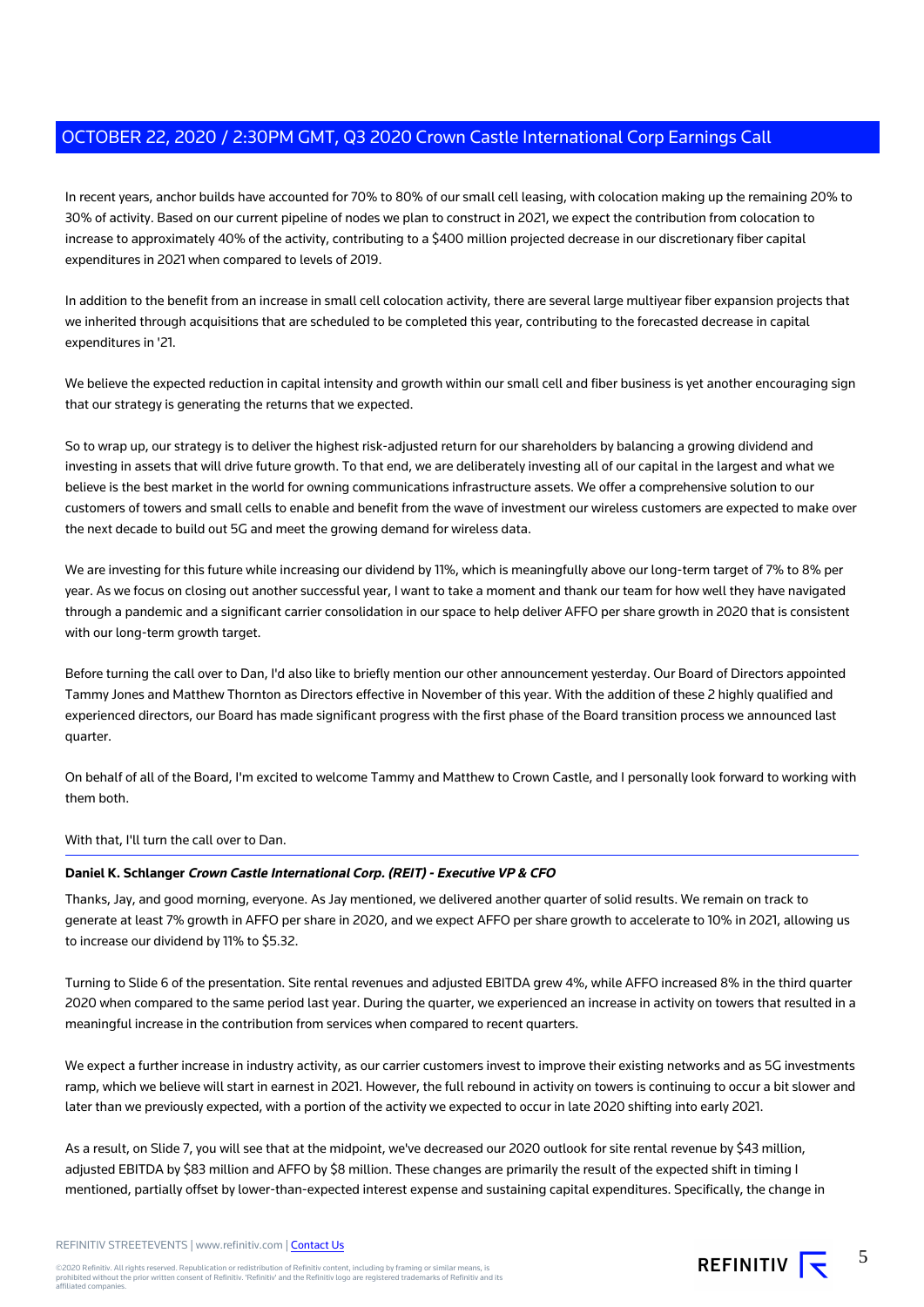In recent years, anchor builds have accounted for 70% to 80% of our small cell leasing, with colocation making up the remaining 20% to 30% of activity. Based on our current pipeline of nodes we plan to construct in 2021, we expect the contribution from colocation to increase to approximately 40% of the activity, contributing to a $400 million projected decrease in our discretionary fiber capital expenditures in 2021 when compared to levels of 2019.

In addition to the benefit from an increase in small cell colocation activity, there are several large multiyear fiber expansion projects that we inherited through acquisitions that are scheduled to be completed this year, contributing to the forecasted decrease in capital expenditures in '21.

We believe the expected reduction in capital intensity and growth within our small cell and fiber business is yet another encouraging sign that our strategy is generating the returns that we expected.

So to wrap up, our strategy is to deliver the highest risk-adjusted return for our shareholders by balancing a growing dividend and investing in assets that will drive future growth. To that end, we are deliberately investing all of our capital in the largest and what we believe is the best market in the world for owning communications infrastructure assets. We offer a comprehensive solution to our customers of towers and small cells to enable and benefit from the wave of investment our wireless customers are expected to make over the next decade to build out 5G and meet the growing demand for wireless data.

We are investing for this future while increasing our dividend by 11%, which is meaningfully above our long-term target of 7% to 8% per year. As we focus on closing out another successful year, I want to take a moment and thank our team for how well they have navigated through a pandemic and a significant carrier consolidation in our space to help deliver AFFO per share growth in 2020 that is consistent with our long-term growth target.

Before turning the call over to Dan, I'd also like to briefly mention our other announcement yesterday. Our Board of Directors appointed Tammy Jones and Matthew Thornton as Directors effective in November of this year. With the addition of these 2 highly qualified and experienced directors, our Board has made significant progress with the first phase of the Board transition process we announced last quarter.

On behalf of all of the Board, I'm excited to welcome Tammy and Matthew to Crown Castle, and I personally look forward to working with them both.

With that, I'll turn the call over to Dan.

---

**Daniel K. Schlanger** ***Crown Castle International Corp. (REIT) - Executive VP & CFO***

Thanks, Jay, and good morning, everyone. As Jay mentioned, we delivered another quarter of solid results. We remain on track to generate at least 7% growth in AFFO per share in 2020, and we expect AFFO per share growth to accelerate to 10% in 2021, allowing us to increase our dividend by 11% to $5.32.

Turning to Slide 6 of the presentation. Site rental revenues and adjusted EBITDA grew 4%, while AFFO increased 8% in the third quarter 2020 when compared to the same period last year. During the quarter, we experienced an increase in activity on towers that resulted in a meaningful increase in the contribution from services when compared to recent quarters.

We expect a further increase in industry activity, as our carrier customers invest to improve their existing networks and as 5G investments ramp, which we believe will start in earnest in 2021. However, the full rebound in activity on towers is continuing to occur a bit slower and later than we previously expected, with a portion of the activity we expected to occur in late 2020 shifting into early 2021.

As a result, on Slide 7, you will see that at the midpoint, we've decreased our 2020 outlook for site rental revenue by $43 million, adjusted EBITDA by $83 million and AFFO by $8 million. These changes are primarily the result of the expected shift in timing I mentioned, partially offset by lower-than-expected interest expense and sustaining capital expenditures. Specifically, the change in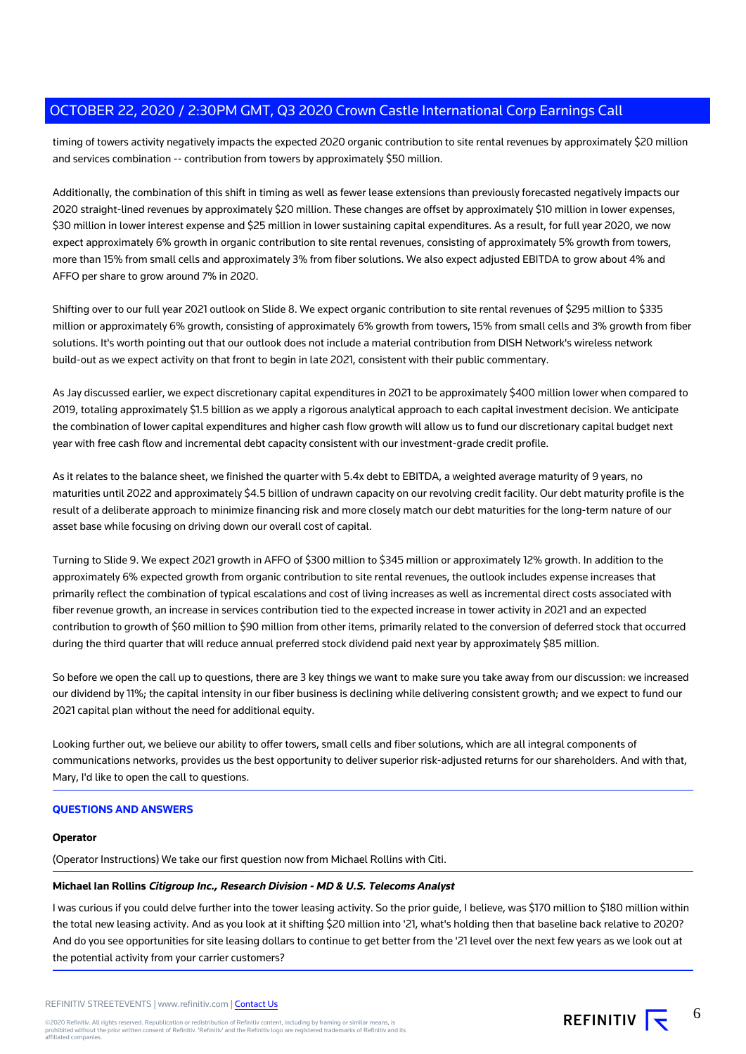timing of towers activity negatively impacts the expected 2020 organic contribution to site rental revenues by approximately $20 million and services combination -- contribution from towers by approximately $50 million.

Additionally, the combination of this shift in timing as well as fewer lease extensions than previously forecasted negatively impacts our 2020 straight-lined revenues by approximately $20 million. These changes are offset by approximately $10 million in lower expenses, $30 million in lower interest expense and $25 million in lower sustaining capital expenditures. As a result, for full year 2020, we now expect approximately 6% growth in organic contribution to site rental revenues, consisting of approximately 5% growth from towers, more than 15% from small cells and approximately 3% from fiber solutions. We also expect adjusted EBITDA to grow about 4% and AFFO per share to grow around 7% in 2020.

Shifting over to our full year 2021 outlook on Slide 8. We expect organic contribution to site rental revenues of $295 million to $335 million or approximately 6% growth, consisting of approximately 6% growth from towers, 15% from small cells and 3% growth from fiber solutions. It's worth pointing out that our outlook does not include a material contribution from DISH Network's wireless network build-out as we expect activity on that front to begin in late 2021, consistent with their public commentary.

As Jay discussed earlier, we expect discretionary capital expenditures in 2021 to be approximately $400 million lower when compared to 2019, totaling approximately $1.5 billion as we apply a rigorous analytical approach to each capital investment decision. We anticipate the combination of lower capital expenditures and higher cash flow growth will allow us to fund our discretionary capital budget next year with free cash flow and incremental debt capacity consistent with our investment-grade credit profile.

As it relates to the balance sheet, we finished the quarter with 5.4x debt to EBITDA, a weighted average maturity of 9 years, no maturities until 2022 and approximately $4.5 billion of undrawn capacity on our revolving credit facility. Our debt maturity profile is the result of a deliberate approach to minimize financing risk and more closely match our debt maturities for the long-term nature of our asset base while focusing on driving down our overall cost of capital.

Turning to Slide 9. We expect 2021 growth in AFFO of $300 million to $345 million or approximately 12% growth. In addition to the approximately 6% expected growth from organic contribution to site rental revenues, the outlook includes expense increases that primarily reflect the combination of typical escalations and cost of living increases as well as incremental direct costs associated with fiber revenue growth, an increase in services contribution tied to the expected increase in tower activity in 2021 and an expected contribution to growth of $60 million to $90 million from other items, primarily related to the conversion of deferred stock that occurred during the third quarter that will reduce annual preferred stock dividend paid next year by approximately $85 million.

So before we open the call up to questions, there are 3 key things we want to make sure you take away from our discussion: we increased our dividend by 11%; the capital intensity in our fiber business is declining while delivering consistent growth; and we expect to fund our 2021 capital plan without the need for additional equity.

Looking further out, we believe our ability to offer towers, small cells and fiber solutions, which are all integral components of communications networks, provides us the best opportunity to deliver superior risk-adjusted returns for our shareholders. And with that, Mary, I'd like to open the call to questions.

## QUESTIONS AND ANSWERS

**Operator**

(Operator Instructions) We take our first question now from Michael Rollins with Citi.

**Michael Ian Rollins** ***Citigroup Inc., Research Division - MD & U.S. Telecoms Analyst***

I was curious if you could delve further into the tower leasing activity. So the prior guide, I believe, was $170 million to $180 million within the total new leasing activity. And as you look at it shifting $20 million into '21, what's holding then that baseline back relative to 2020? And do you see opportunities for site leasing dollars to continue to get better from the '21 level over the next few years as we look out at the potential activity from your carrier customers?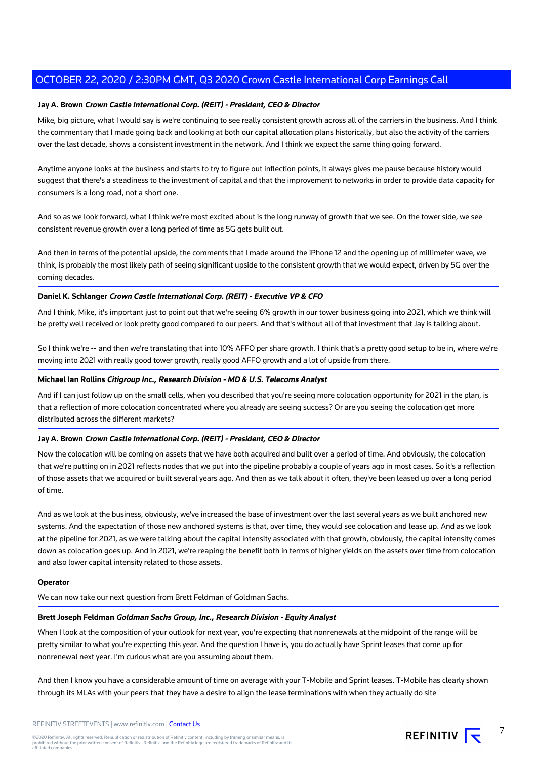**Jay A. Brown** ***Crown Castle International Corp. (REIT) - President, CEO & Director***

Mike, big picture, what I would say is we're continuing to see really consistent growth across all of the carriers in the business. And I think the commentary that I made going back and looking at both our capital allocation plans historically, but also the activity of the carriers over the last decade, shows a consistent investment in the network. And I think we expect the same thing going forward.

Anytime anyone looks at the business and starts to try to figure out inflection points, it always gives me pause because history would suggest that there's a steadiness to the investment of capital and that the improvement to networks in order to provide data capacity for consumers is a long road, not a short one.

And so as we look forward, what I think we're most excited about is the long runway of growth that we see. On the tower side, we see consistent revenue growth over a long period of time as 5G gets built out.

And then in terms of the potential upside, the comments that I made around the iPhone 12 and the opening up of millimeter wave, we think, is probably the most likely path of seeing significant upside to the consistent growth that we would expect, driven by 5G over the coming decades.

**Daniel K. Schlanger** ***Crown Castle International Corp. (REIT) - Executive VP & CFO***

And I think, Mike, it's important just to point out that we're seeing 6% growth in our tower business going into 2021, which we think will be pretty well received or look pretty good compared to our peers. And that's without all of that investment that Jay is talking about.

So I think we're -- and then we're translating that into 10% AFFO per share growth. I think that's a pretty good setup to be in, where we're moving into 2021 with really good tower growth, really good AFFO growth and a lot of upside from there.

**Michael Ian Rollins** ***Citigroup Inc., Research Division - MD & U.S. Telecoms Analyst***

And if I can just follow up on the small cells, when you described that you're seeing more colocation opportunity for 2021 in the plan, is that a reflection of more colocation concentrated where you already are seeing success? Or are you seeing the colocation get more distributed across the different markets?

**Jay A. Brown** ***Crown Castle International Corp. (REIT) - President, CEO & Director***

Now the colocation will be coming on assets that we have both acquired and built over a period of time. And obviously, the colocation that we're putting on in 2021 reflects nodes that we put into the pipeline probably a couple of years ago in most cases. So it's a reflection of those assets that we acquired or built several years ago. And then as we talk about it often, they've been leased up over a long period of time.

And as we look at the business, obviously, we've increased the base of investment over the last several years as we built anchored new systems. And the expectation of those new anchored systems is that, over time, they would see colocation and lease up. And as we look at the pipeline for 2021, as we were talking about the capital intensity associated with that growth, obviously, the capital intensity comes down as colocation goes up. And in 2021, we're reaping the benefit both in terms of higher yields on the assets over time from colocation and also lower capital intensity related to those assets.

**Operator**

We can now take our next question from Brett Feldman of Goldman Sachs.

**Brett Joseph Feldman** ***Goldman Sachs Group, Inc., Research Division - Equity Analyst***

When I look at the composition of your outlook for next year, you're expecting that nonrenewals at the midpoint of the range will be pretty similar to what you're expecting this year. And the question I have is, you do actually have Sprint leases that come up for nonrenewal next year. I'm curious what are you assuming about them.

And then I know you have a considerable amount of time on average with your T-Mobile and Sprint leases. T-Mobile has clearly shown through its MLAs with your peers that they have a desire to align the lease terminations with when they actually do site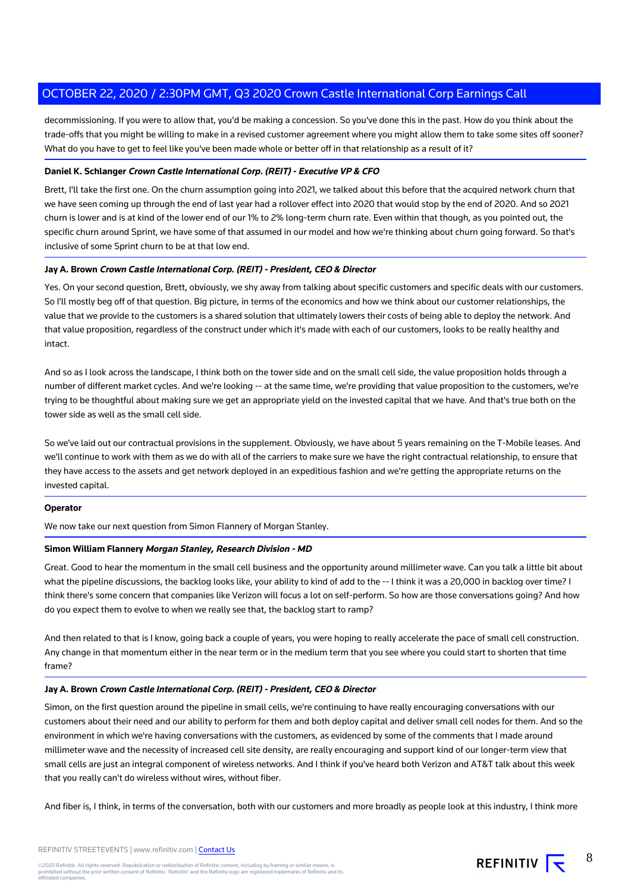decommissioning. If you were to allow that, you'd be making a concession. So you've done this in the past. How do you think about the trade-offs that you might be willing to make in a revised customer agreement where you might allow them to take some sites off sooner? What do you have to get to feel like you've been made whole or better off in that relationship as a result of it?

**Daniel K. Schlanger** ***Crown Castle International Corp. (REIT) - Executive VP & CFO***

Brett, I'll take the first one. On the churn assumption going into 2021, we talked about this before that the acquired network churn that we have seen coming up through the end of last year had a rollover effect into 2020 that would stop by the end of 2020. And so 2021 churn is lower and is at kind of the lower end of our 1% to 2% long-term churn rate. Even within that though, as you pointed out, the specific churn around Sprint, we have some of that assumed in our model and how we're thinking about churn going forward. So that's inclusive of some Sprint churn to be at that low end.

**Jay A. Brown** ***Crown Castle International Corp. (REIT) - President, CEO & Director***

Yes. On your second question, Brett, obviously, we shy away from talking about specific customers and specific deals with our customers. So I'll mostly beg off of that question. Big picture, in terms of the economics and how we think about our customer relationships, the value that we provide to the customers is a shared solution that ultimately lowers their costs of being able to deploy the network. And that value proposition, regardless of the construct under which it's made with each of our customers, looks to be really healthy and intact.

And so as I look across the landscape, I think both on the tower side and on the small cell side, the value proposition holds through a number of different market cycles. And we're looking -- at the same time, we're providing that value proposition to the customers, we're trying to be thoughtful about making sure we get an appropriate yield on the invested capital that we have. And that's true both on the tower side as well as the small cell side.

So we've laid out our contractual provisions in the supplement. Obviously, we have about 5 years remaining on the T-Mobile leases. And we'll continue to work with them as we do with all of the carriers to make sure we have the right contractual relationship, to ensure that they have access to the assets and get network deployed in an expeditious fashion and we're getting the appropriate returns on the invested capital.

**Operator**

We now take our next question from Simon Flannery of Morgan Stanley.

**Simon William Flannery** ***Morgan Stanley, Research Division - MD***

Great. Good to hear the momentum in the small cell business and the opportunity around millimeter wave. Can you talk a little bit about what the pipeline discussions, the backlog looks like, your ability to kind of add to the -- I think it was a 20,000 in backlog over time? I think there's some concern that companies like Verizon will focus a lot on self-perform. So how are those conversations going? And how do you expect them to evolve to when we really see that, the backlog start to ramp?

And then related to that is I know, going back a couple of years, you were hoping to really accelerate the pace of small cell construction. Any change in that momentum either in the near term or in the medium term that you see where you could start to shorten that time frame?

**Jay A. Brown** ***Crown Castle International Corp. (REIT) - President, CEO & Director***

Simon, on the first question around the pipeline in small cells, we're continuing to have really encouraging conversations with our customers about their need and our ability to perform for them and both deploy capital and deliver small cell nodes for them. And so the environment in which we're having conversations with the customers, as evidenced by some of the comments that I made around millimeter wave and the necessity of increased cell site density, are really encouraging and support kind of our longer-term view that small cells are just an integral component of wireless networks. And I think if you've heard both Verizon and AT&T talk about this week that you really can't do wireless without wires, without fiber.

And fiber is, I think, in terms of the conversation, both with our customers and more broadly as people look at this industry, I think more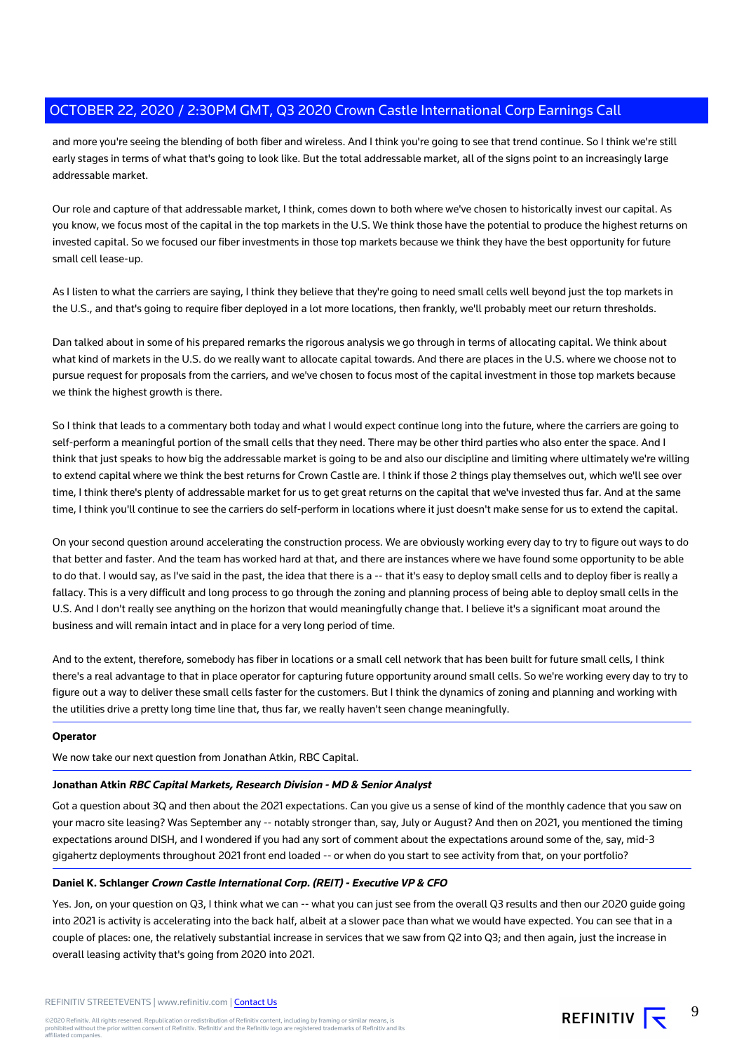and more you're seeing the blending of both fiber and wireless. And I think you're going to see that trend continue. So I think we're still early stages in terms of what that's going to look like. But the total addressable market, all of the signs point to an increasingly large addressable market.

Our role and capture of that addressable market, I think, comes down to both where we've chosen to historically invest our capital. As you know, we focus most of the capital in the top markets in the U.S. We think those have the potential to produce the highest returns on invested capital. So we focused our fiber investments in those top markets because we think they have the best opportunity for future small cell lease-up.

As I listen to what the carriers are saying, I think they believe that they're going to need small cells well beyond just the top markets in the U.S., and that's going to require fiber deployed in a lot more locations, then frankly, we'll probably meet our return thresholds.

Dan talked about in some of his prepared remarks the rigorous analysis we go through in terms of allocating capital. We think about what kind of markets in the U.S. do we really want to allocate capital towards. And there are places in the U.S. where we choose not to pursue request for proposals from the carriers, and we've chosen to focus most of the capital investment in those top markets because we think the highest growth is there.

So I think that leads to a commentary both today and what I would expect continue long into the future, where the carriers are going to self-perform a meaningful portion of the small cells that they need. There may be other third parties who also enter the space. And I think that just speaks to how big the addressable market is going to be and also our discipline and limiting where ultimately we're willing to extend capital where we think the best returns for Crown Castle are. I think if those 2 things play themselves out, which we'll see over time, I think there's plenty of addressable market for us to get great returns on the capital that we've invested thus far. And at the same time, I think you'll continue to see the carriers do self-perform in locations where it just doesn't make sense for us to extend the capital.

On your second question around accelerating the construction process. We are obviously working every day to try to figure out ways to do that better and faster. And the team has worked hard at that, and there are instances where we have found some opportunity to be able to do that. I would say, as I've said in the past, the idea that there is a -- that it's easy to deploy small cells and to deploy fiber is really a fallacy. This is a very difficult and long process to go through the zoning and planning process of being able to deploy small cells in the U.S. And I don't really see anything on the horizon that would meaningfully change that. I believe it's a significant moat around the business and will remain intact and in place for a very long period of time.

And to the extent, therefore, somebody has fiber in locations or a small cell network that has been built for future small cells, I think there's a real advantage to that in place operator for capturing future opportunity around small cells. So we're working every day to try to figure out a way to deliver these small cells faster for the customers. But I think the dynamics of zoning and planning and working with the utilities drive a pretty long time line that, thus far, we really haven't seen change meaningfully.

**Operator**

We now take our next question from Jonathan Atkin, RBC Capital.

**Jonathan Atkin** ***RBC Capital Markets, Research Division - MD & Senior Analyst***

Got a question about 3Q and then about the 2021 expectations. Can you give us a sense of kind of the monthly cadence that you saw on your macro site leasing? Was September any -- notably stronger than, say, July or August? And then on 2021, you mentioned the timing expectations around DISH, and I wondered if you had any sort of comment about the expectations around some of the, say, mid-3 gigahertz deployments throughout 2021 front end loaded -- or when do you start to see activity from that, on your portfolio?

**Daniel K. Schlanger** ***Crown Castle International Corp. (REIT) - Executive VP & CFO***

Yes. Jon, on your question on Q3, I think what we can -- what you can just see from the overall Q3 results and then our 2020 guide going into 2021 is activity is accelerating into the back half, albeit at a slower pace than what we would have expected. You can see that in a couple of places: one, the relatively substantial increase in services that we saw from Q2 into Q3; and then again, just the increase in overall leasing activity that's going from 2020 into 2021.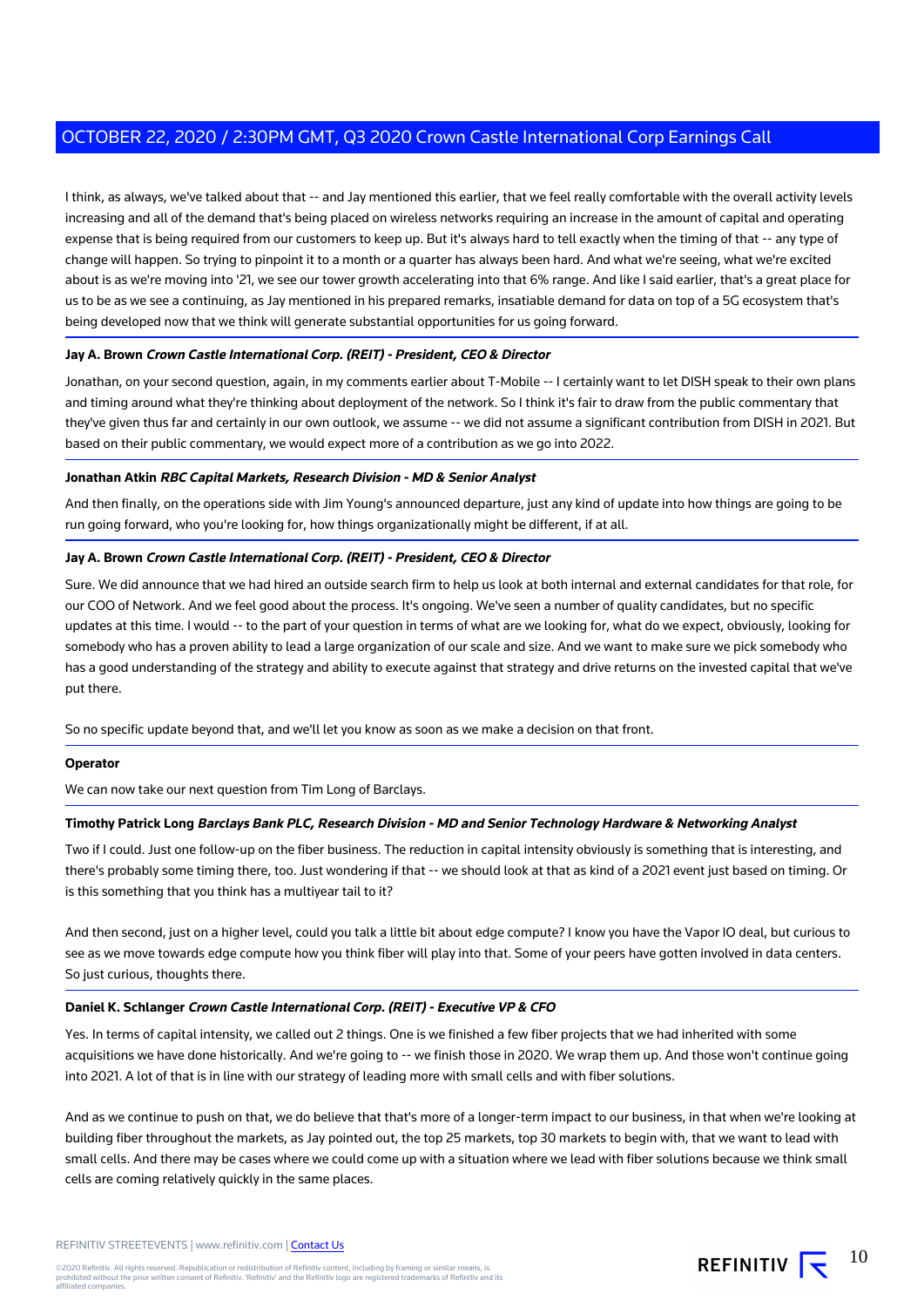I think, as always, we've talked about that -- and Jay mentioned this earlier, that we feel really comfortable with the overall activity levels increasing and all of the demand that's being placed on wireless networks requiring an increase in the amount of capital and operating expense that is being required from our customers to keep up. But it's always hard to tell exactly when the timing of that -- any type of change will happen. So trying to pinpoint it to a month or a quarter has always been hard. And what we're seeing, what we're excited about is as we're moving into '21, we see our tower growth accelerating into that 6% range. And like I said earlier, that's a great place for us to be as we see a continuing, as Jay mentioned in his prepared remarks, insatiable demand for data on top of a 5G ecosystem that's being developed now that we think will generate substantial opportunities for us going forward.

**Jay A. Brown** ***Crown Castle International Corp. (REIT) - President, CEO & Director***

Jonathan, on your second question, again, in my comments earlier about T-Mobile -- I certainly want to let DISH speak to their own plans and timing around what they're thinking about deployment of the network. So I think it's fair to draw from the public commentary that they've given thus far and certainly in our own outlook, we assume -- we did not assume a significant contribution from DISH in 2021. But based on their public commentary, we would expect more of a contribution as we go into 2022.

**Jonathan Atkin** ***RBC Capital Markets, Research Division - MD & Senior Analyst***

And then finally, on the operations side with Jim Young's announced departure, just any kind of update into how things are going to be run going forward, who you're looking for, how things organizationally might be different, if at all.

**Jay A. Brown** ***Crown Castle International Corp. (REIT) - President, CEO & Director***

Sure. We did announce that we had hired an outside search firm to help us look at both internal and external candidates for that role, for our COO of Network. And we feel good about the process. It's ongoing. We've seen a number of quality candidates, but no specific updates at this time. I would -- to the part of your question in terms of what are we looking for, what do we expect, obviously, looking for somebody who has a proven ability to lead a large organization of our scale and size. And we want to make sure we pick somebody who has a good understanding of the strategy and ability to execute against that strategy and drive returns on the invested capital that we've put there.

So no specific update beyond that, and we'll let you know as soon as we make a decision on that front.

**Operator**

We can now take our next question from Tim Long of Barclays.

**Timothy Patrick Long** ***Barclays Bank PLC, Research Division - MD and Senior Technology Hardware & Networking Analyst***

Two if I could. Just one follow-up on the fiber business. The reduction in capital intensity obviously is something that is interesting, and there's probably some timing there, too. Just wondering if that -- we should look at that as kind of a 2021 event just based on timing. Or is this something that you think has a multiyear tail to it?

And then second, just on a higher level, could you talk a little bit about edge compute? I know you have the Vapor IO deal, but curious to see as we move towards edge compute how you think fiber will play into that. Some of your peers have gotten involved in data centers. So just curious, thoughts there.

**Daniel K. Schlanger** ***Crown Castle International Corp. (REIT) - Executive VP & CFO***

Yes. In terms of capital intensity, we called out 2 things. One is we finished a few fiber projects that we had inherited with some acquisitions we have done historically. And we're going to -- we finish those in 2020. We wrap them up. And those won't continue going into 2021. A lot of that is in line with our strategy of leading more with small cells and with fiber solutions.

And as we continue to push on that, we do believe that that's more of a longer-term impact to our business, in that when we're looking at building fiber throughout the markets, as Jay pointed out, the top 25 markets, top 30 markets to begin with, that we want to lead with small cells. And there may be cases where we could come up with a situation where we lead with fiber solutions because we think small cells are coming relatively quickly in the same places.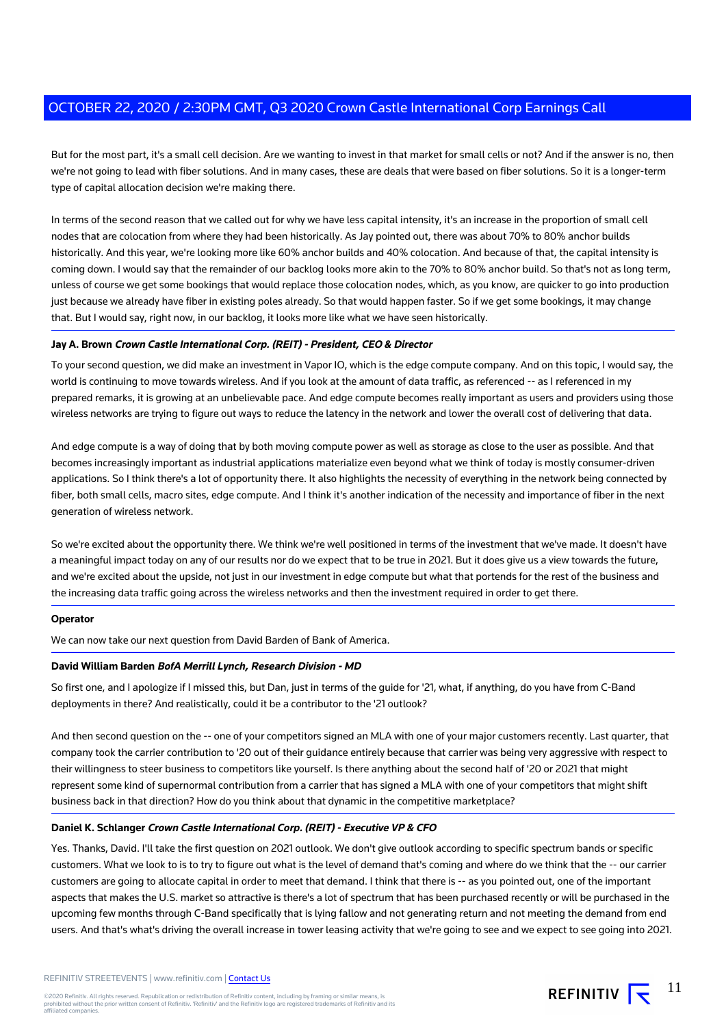But for the most part, it's a small cell decision. Are we wanting to invest in that market for small cells or not? And if the answer is no, then we're not going to lead with fiber solutions. And in many cases, these are deals that were based on fiber solutions. So it is a longer-term type of capital allocation decision we're making there.

In terms of the second reason that we called out for why we have less capital intensity, it's an increase in the proportion of small cell nodes that are colocation from where they had been historically. As Jay pointed out, there was about 70% to 80% anchor builds historically. And this year, we're looking more like 60% anchor builds and 40% colocation. And because of that, the capital intensity is coming down. I would say that the remainder of our backlog looks more akin to the 70% to 80% anchor build. So that's not as long term, unless of course we get some bookings that would replace those colocation nodes, which, as you know, are quicker to go into production just because we already have fiber in existing poles already. So that would happen faster. So if we get some bookings, it may change that. But I would say, right now, in our backlog, it looks more like what we have seen historically.

**Jay A. Brown** ***Crown Castle International Corp. (REIT) - President, CEO & Director***

To your second question, we did make an investment in Vapor IO, which is the edge compute company. And on this topic, I would say, the world is continuing to move towards wireless. And if you look at the amount of data traffic, as referenced -- as I referenced in my prepared remarks, it is growing at an unbelievable pace. And edge compute becomes really important as users and providers using those wireless networks are trying to figure out ways to reduce the latency in the network and lower the overall cost of delivering that data.

And edge compute is a way of doing that by both moving compute power as well as storage as close to the user as possible. And that becomes increasingly important as industrial applications materialize even beyond what we think of today is mostly consumer-driven applications. So I think there's a lot of opportunity there. It also highlights the necessity of everything in the network being connected by fiber, both small cells, macro sites, edge compute. And I think it's another indication of the necessity and importance of fiber in the next generation of wireless network.

So we're excited about the opportunity there. We think we're well positioned in terms of the investment that we've made. It doesn't have a meaningful impact today on any of our results nor do we expect that to be true in 2021. But it does give us a view towards the future, and we're excited about the upside, not just in our investment in edge compute but what that portends for the rest of the business and the increasing data traffic going across the wireless networks and then the investment required in order to get there.

**Operator**

We can now take our next question from David Barden of Bank of America.

**David William Barden** ***BofA Merrill Lynch, Research Division - MD***

So first one, and I apologize if I missed this, but Dan, just in terms of the guide for '21, what, if anything, do you have from C-Band deployments in there? And realistically, could it be a contributor to the '21 outlook?

And then second question on the -- one of your competitors signed an MLA with one of your major customers recently. Last quarter, that company took the carrier contribution to '20 out of their guidance entirely because that carrier was being very aggressive with respect to their willingness to steer business to competitors like yourself. Is there anything about the second half of '20 or 2021 that might represent some kind of supernormal contribution from a carrier that has signed a MLA with one of your competitors that might shift business back in that direction? How do you think about that dynamic in the competitive marketplace?

**Daniel K. Schlanger** ***Crown Castle International Corp. (REIT) - Executive VP & CFO***

Yes. Thanks, David. I'll take the first question on 2021 outlook. We don't give outlook according to specific spectrum bands or specific customers. What we look to is to try to figure out what is the level of demand that's coming and where do we think that the -- our carrier customers are going to allocate capital in order to meet that demand. I think that there is -- as you pointed out, one of the important aspects that makes the U.S. market so attractive is there's a lot of spectrum that has been purchased recently or will be purchased in the upcoming few months through C-Band specifically that is lying fallow and not generating return and not meeting the demand from end users. And that's what's driving the overall increase in tower leasing activity that we're going to see and we expect to see going into 2021.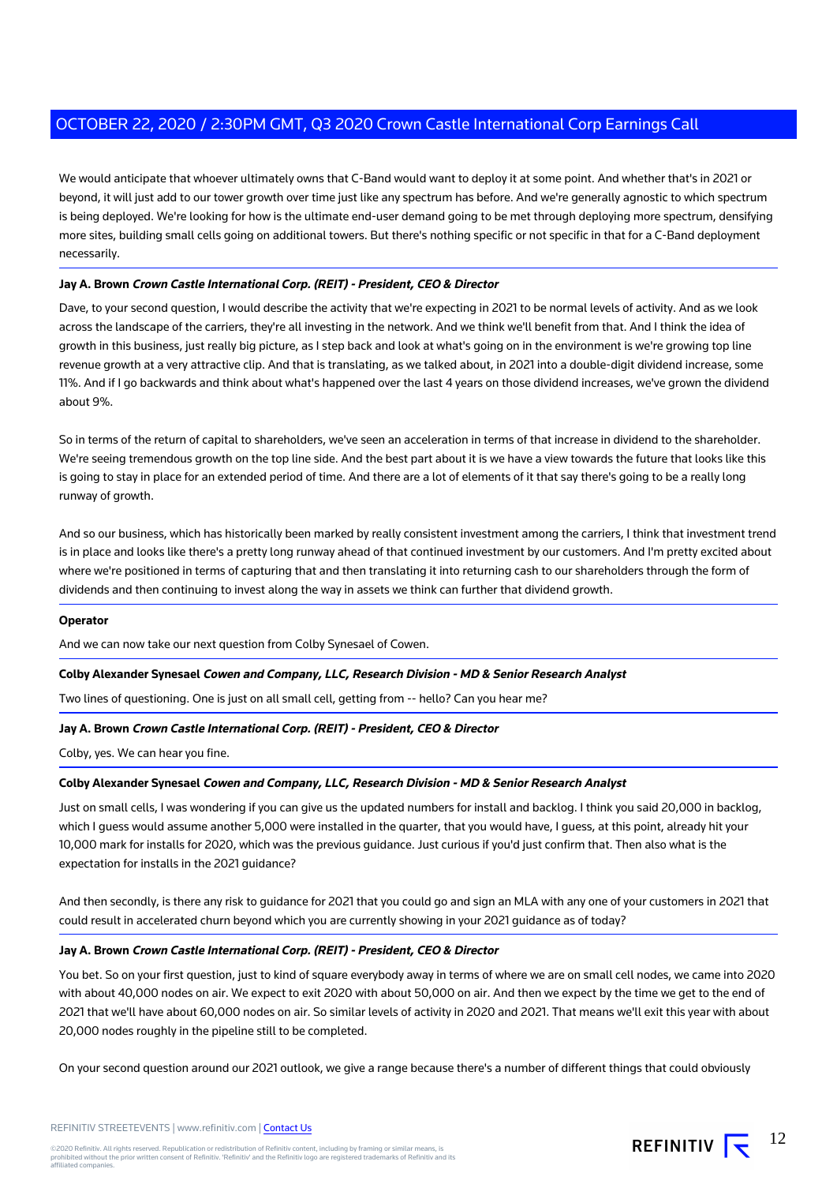We would anticipate that whoever ultimately owns that C-Band would want to deploy it at some point. And whether that's in 2021 or beyond, it will just add to our tower growth over time just like any spectrum has before. And we're generally agnostic to which spectrum is being deployed. We're looking for how is the ultimate end-user demand going to be met through deploying more spectrum, densifying more sites, building small cells going on additional towers. But there's nothing specific or not specific in that for a C-Band deployment necessarily.

**Jay A. Brown** ***Crown Castle International Corp. (REIT) - President, CEO & Director***

Dave, to your second question, I would describe the activity that we're expecting in 2021 to be normal levels of activity. And as we look across the landscape of the carriers, they're all investing in the network. And we think we'll benefit from that. And I think the idea of growth in this business, just really big picture, as I step back and look at what's going on in the environment is we're growing top line revenue growth at a very attractive clip. And that is translating, as we talked about, in 2021 into a double-digit dividend increase, some 11%. And if I go backwards and think about what's happened over the last 4 years on those dividend increases, we've grown the dividend about 9%.

So in terms of the return of capital to shareholders, we've seen an acceleration in terms of that increase in dividend to the shareholder. We're seeing tremendous growth on the top line side. And the best part about it is we have a view towards the future that looks like this is going to stay in place for an extended period of time. And there are a lot of elements of it that say there's going to be a really long runway of growth.

And so our business, which has historically been marked by really consistent investment among the carriers, I think that investment trend is in place and looks like there's a pretty long runway ahead of that continued investment by our customers. And I'm pretty excited about where we're positioned in terms of capturing that and then translating it into returning cash to our shareholders through the form of dividends and then continuing to invest along the way in assets we think can further that dividend growth.

**Operator**

And we can now take our next question from Colby Synesael of Cowen.

**Colby Alexander Synesael** ***Cowen and Company, LLC, Research Division - MD & Senior Research Analyst***

Two lines of questioning. One is just on all small cell, getting from -- hello? Can you hear me?

**Jay A. Brown** ***Crown Castle International Corp. (REIT) - President, CEO & Director***

Colby, yes. We can hear you fine.

**Colby Alexander Synesael** ***Cowen and Company, LLC, Research Division - MD & Senior Research Analyst***

Just on small cells, I was wondering if you can give us the updated numbers for install and backlog. I think you said 20,000 in backlog, which I guess would assume another 5,000 were installed in the quarter, that you would have, I guess, at this point, already hit your 10,000 mark for installs for 2020, which was the previous guidance. Just curious if you'd just confirm that. Then also what is the expectation for installs in the 2021 guidance?

And then secondly, is there any risk to guidance for 2021 that you could go and sign an MLA with any one of your customers in 2021 that could result in accelerated churn beyond which you are currently showing in your 2021 guidance as of today?

**Jay A. Brown** ***Crown Castle International Corp. (REIT) - President, CEO & Director***

You bet. So on your first question, just to kind of square everybody away in terms of where we are on small cell nodes, we came into 2020 with about 40,000 nodes on air. We expect to exit 2020 with about 50,000 on air. And then we expect by the time we get to the end of 2021 that we'll have about 60,000 nodes on air. So similar levels of activity in 2020 and 2021. That means we'll exit this year with about 20,000 nodes roughly in the pipeline still to be completed.

On your second question around our 2021 outlook, we give a range because there's a number of different things that could obviously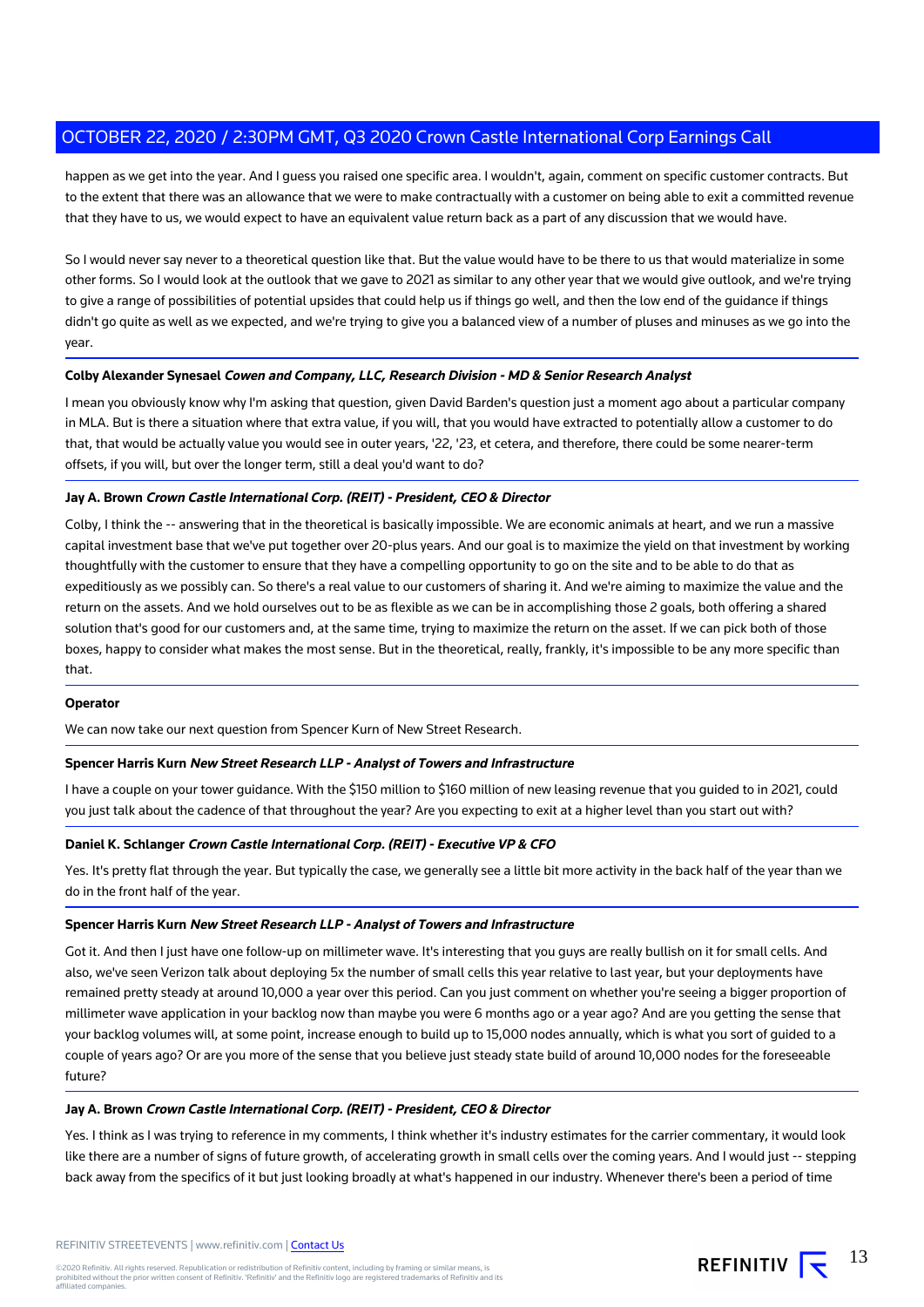happen as we get into the year. And I guess you raised one specific area. I wouldn't, again, comment on specific customer contracts. But to the extent that there was an allowance that we were to make contractually with a customer on being able to exit a committed revenue that they have to us, we would expect to have an equivalent value return back as a part of any discussion that we would have.

So I would never say never to a theoretical question like that. But the value would have to be there to us that would materialize in some other forms. So I would look at the outlook that we gave to 2021 as similar to any other year that we would give outlook, and we're trying to give a range of possibilities of potential upsides that could help us if things go well, and then the low end of the guidance if things didn't go quite as well as we expected, and we're trying to give you a balanced view of a number of pluses and minuses as we go into the year.

**Colby Alexander Synesael** ***Cowen and Company, LLC, Research Division - MD & Senior Research Analyst***

I mean you obviously know why I'm asking that question, given David Barden's question just a moment ago about a particular company in MLA. But is there a situation where that extra value, if you will, that you would have extracted to potentially allow a customer to do that, that would be actually value you would see in outer years, '22, '23, et cetera, and therefore, there could be some nearer-term offsets, if you will, but over the longer term, still a deal you'd want to do?

**Jay A. Brown** ***Crown Castle International Corp. (REIT) - President, CEO & Director***

Colby, I think the -- answering that in the theoretical is basically impossible. We are economic animals at heart, and we run a massive capital investment base that we've put together over 20-plus years. And our goal is to maximize the yield on that investment by working thoughtfully with the customer to ensure that they have a compelling opportunity to go on the site and to be able to do that as expeditiously as we possibly can. So there's a real value to our customers of sharing it. And we're aiming to maximize the value and the return on the assets. And we hold ourselves out to be as flexible as we can be in accomplishing those 2 goals, both offering a shared solution that's good for our customers and, at the same time, trying to maximize the return on the asset. If we can pick both of those boxes, happy to consider what makes the most sense. But in the theoretical, really, frankly, it's impossible to be any more specific than that.

**Operator**

We can now take our next question from Spencer Kurn of New Street Research.

**Spencer Harris Kurn** ***New Street Research LLP - Analyst of Towers and Infrastructure***

I have a couple on your tower guidance. With the $150 million to $160 million of new leasing revenue that you guided to in 2021, could you just talk about the cadence of that throughout the year? Are you expecting to exit at a higher level than you start out with?

**Daniel K. Schlanger** ***Crown Castle International Corp. (REIT) - Executive VP & CFO***

Yes. It's pretty flat through the year. But typically the case, we generally see a little bit more activity in the back half of the year than we do in the front half of the year.

**Spencer Harris Kurn** ***New Street Research LLP - Analyst of Towers and Infrastructure***

Got it. And then I just have one follow-up on millimeter wave. It's interesting that you guys are really bullish on it for small cells. And also, we've seen Verizon talk about deploying 5x the number of small cells this year relative to last year, but your deployments have remained pretty steady at around 10,000 a year over this period. Can you just comment on whether you're seeing a bigger proportion of millimeter wave application in your backlog now than maybe you were 6 months ago or a year ago? And are you getting the sense that your backlog volumes will, at some point, increase enough to build up to 15,000 nodes annually, which is what you sort of guided to a couple of years ago? Or are you more of the sense that you believe just steady state build of around 10,000 nodes for the foreseeable future?

**Jay A. Brown** ***Crown Castle International Corp. (REIT) - President, CEO & Director***

Yes. I think as I was trying to reference in my comments, I think whether it's industry estimates for the carrier commentary, it would look like there are a number of signs of future growth, of accelerating growth in small cells over the coming years. And I would just -- stepping back away from the specifics of it but just looking broadly at what's happened in our industry. Whenever there's been a period of time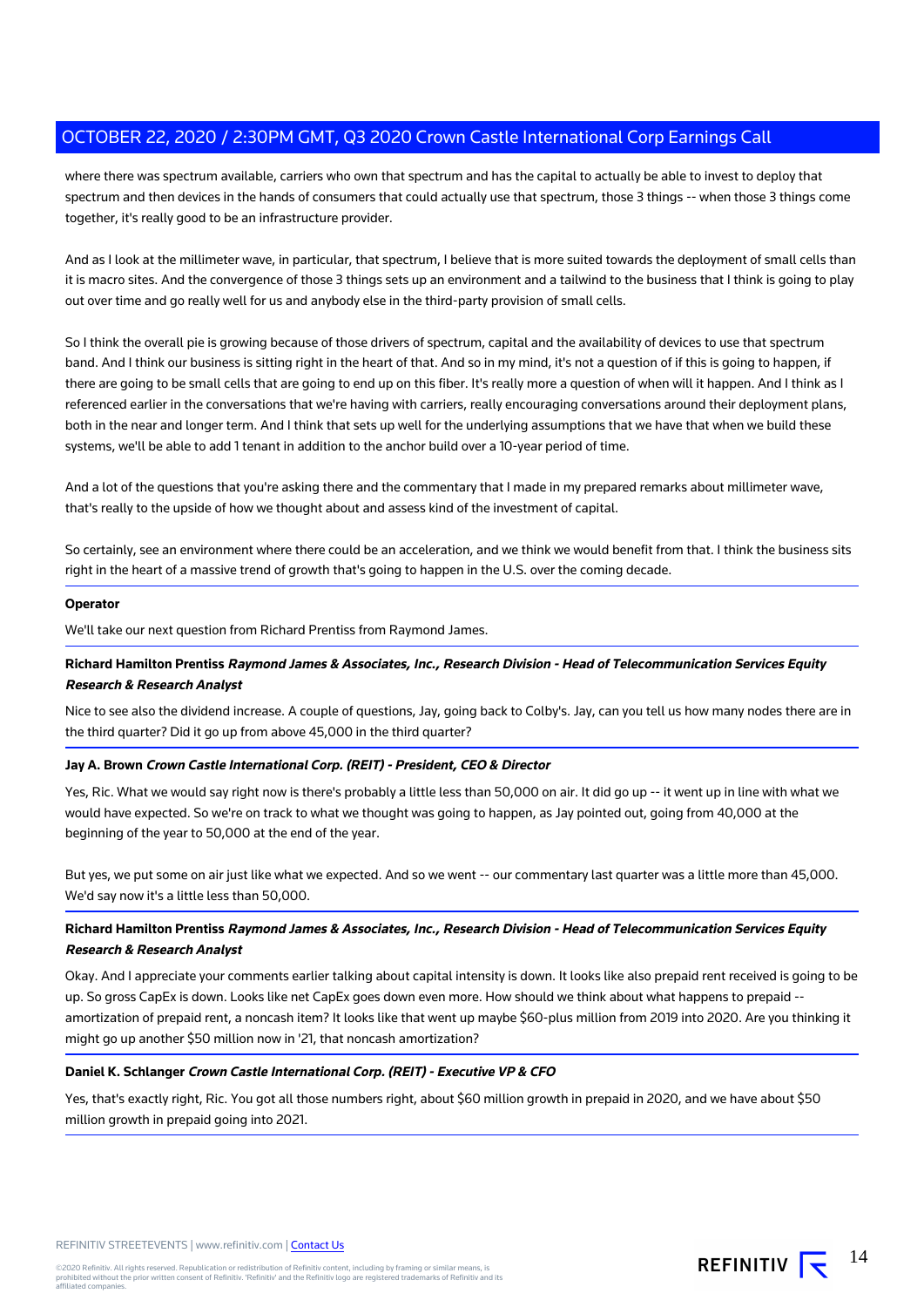where there was spectrum available, carriers who own that spectrum and has the capital to actually be able to invest to deploy that spectrum and then devices in the hands of consumers that could actually use that spectrum, those 3 things -- when those 3 things come together, it's really good to be an infrastructure provider.

And as I look at the millimeter wave, in particular, that spectrum, I believe that is more suited towards the deployment of small cells than it is macro sites. And the convergence of those 3 things sets up an environment and a tailwind to the business that I think is going to play out over time and go really well for us and anybody else in the third-party provision of small cells.

So I think the overall pie is growing because of those drivers of spectrum, capital and the availability of devices to use that spectrum band. And I think our business is sitting right in the heart of that. And so in my mind, it's not a question of if this is going to happen, if there are going to be small cells that are going to end up on this fiber. It's really more a question of when will it happen. And I think as I referenced earlier in the conversations that we're having with carriers, really encouraging conversations around their deployment plans, both in the near and longer term. And I think that sets up well for the underlying assumptions that we have that when we build these systems, we'll be able to add 1 tenant in addition to the anchor build over a 10-year period of time.

And a lot of the questions that you're asking there and the commentary that I made in my prepared remarks about millimeter wave, that's really to the upside of how we thought about and assess kind of the investment of capital.

So certainly, see an environment where there could be an acceleration, and we think we would benefit from that. I think the business sits right in the heart of a massive trend of growth that's going to happen in the U.S. over the coming decade.

**Operator**

We'll take our next question from Richard Prentiss from Raymond James.

**Richard Hamilton Prentiss** ***Raymond James & Associates, Inc., Research Division - Head of Telecommunication Services Equity Research & Research Analyst***

Nice to see also the dividend increase. A couple of questions, Jay, going back to Colby's. Jay, can you tell us how many nodes there are in the third quarter? Did it go up from above 45,000 in the third quarter?

**Jay A. Brown** ***Crown Castle International Corp. (REIT) - President, CEO & Director***

Yes, Ric. What we would say right now is there's probably a little less than 50,000 on air. It did go up -- it went up in line with what we would have expected. So we're on track to what we thought was going to happen, as Jay pointed out, going from 40,000 at the beginning of the year to 50,000 at the end of the year.

But yes, we put some on air just like what we expected. And so we went -- our commentary last quarter was a little more than 45,000. We'd say now it's a little less than 50,000.

**Richard Hamilton Prentiss** ***Raymond James & Associates, Inc., Research Division - Head of Telecommunication Services Equity Research & Research Analyst***

Okay. And I appreciate your comments earlier talking about capital intensity is down. It looks like also prepaid rent received is going to be up. So gross CapEx is down. Looks like net CapEx goes down even more. How should we think about what happens to prepaid -- amortization of prepaid rent, a noncash item? It looks like that went up maybe $60-plus million from 2019 into 2020. Are you thinking it might go up another $50 million now in '21, that noncash amortization?

**Daniel K. Schlanger** ***Crown Castle International Corp. (REIT) - Executive VP & CFO***

Yes, that's exactly right, Ric. You got all those numbers right, about $60 million growth in prepaid in 2020, and we have about $50 million growth in prepaid going into 2021.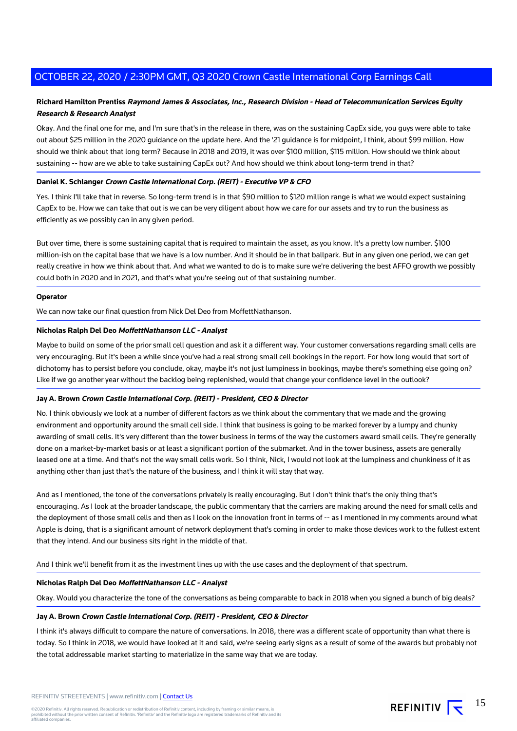**Richard Hamilton Prentiss** ***Raymond James & Associates, Inc., Research Division - Head of Telecommunication Services Equity Research & Research Analyst***

Okay. And the final one for me, and I'm sure that's in the release in there, was on the sustaining CapEx side, you guys were able to take out about $25 million in the 2020 guidance on the update here. And the '21 guidance is for midpoint, I think, about $99 million. How should we think about that long term? Because in 2018 and 2019, it was over $100 million, $115 million. How should we think about sustaining -- how are we able to take sustaining CapEx out? And how should we think about long-term trend in that?

**Daniel K. Schlanger** ***Crown Castle International Corp. (REIT) - Executive VP & CFO***

Yes. I think I'll take that in reverse. So long-term trend is in that $90 million to $120 million range is what we would expect sustaining CapEx to be. How we can take that out is we can be very diligent about how we care for our assets and try to run the business as efficiently as we possibly can in any given period.

But over time, there is some sustaining capital that is required to maintain the asset, as you know. It's a pretty low number. $100 million-ish on the capital base that we have is a low number. And it should be in that ballpark. But in any given one period, we can get really creative in how we think about that. And what we wanted to do is to make sure we're delivering the best AFFO growth we possibly could both in 2020 and in 2021, and that's what you're seeing out of that sustaining number.

**Operator**

We can now take our final question from Nick Del Deo from MoffettNathanson.

**Nicholas Ralph Del Deo** ***MoffettNathanson LLC - Analyst***

Maybe to build on some of the prior small cell question and ask it a different way. Your customer conversations regarding small cells are very encouraging. But it's been a while since you've had a real strong small cell bookings in the report. For how long would that sort of dichotomy has to persist before you conclude, okay, maybe it's not just lumpiness in bookings, maybe there's something else going on? Like if we go another year without the backlog being replenished, would that change your confidence level in the outlook?

**Jay A. Brown** ***Crown Castle International Corp. (REIT) - President, CEO & Director***

No. I think obviously we look at a number of different factors as we think about the commentary that we made and the growing environment and opportunity around the small cell side. I think that business is going to be marked forever by a lumpy and chunky awarding of small cells. It's very different than the tower business in terms of the way the customers award small cells. They're generally done on a market-by-market basis or at least a significant portion of the submarket. And in the tower business, assets are generally leased one at a time. And that's not the way small cells work. So I think, Nick, I would not look at the lumpiness and chunkiness of it as anything other than just that's the nature of the business, and I think it will stay that way.

And as I mentioned, the tone of the conversations privately is really encouraging. But I don't think that's the only thing that's encouraging. As I look at the broader landscape, the public commentary that the carriers are making around the need for small cells and the deployment of those small cells and then as I look on the innovation front in terms of -- as I mentioned in my comments around what Apple is doing, that is a significant amount of network deployment that's coming in order to make those devices work to the fullest extent that they intend. And our business sits right in the middle of that.

And I think we'll benefit from it as the investment lines up with the use cases and the deployment of that spectrum.

**Nicholas Ralph Del Deo** ***MoffettNathanson LLC - Analyst***

Okay. Would you characterize the tone of the conversations as being comparable to back in 2018 when you signed a bunch of big deals?

**Jay A. Brown** ***Crown Castle International Corp. (REIT) - President, CEO & Director***

I think it's always difficult to compare the nature of conversations. In 2018, there was a different scale of opportunity than what there is today. So I think in 2018, we would have looked at it and said, we're seeing early signs as a result of some of the awards but probably not the total addressable market starting to materialize in the same way that we are today.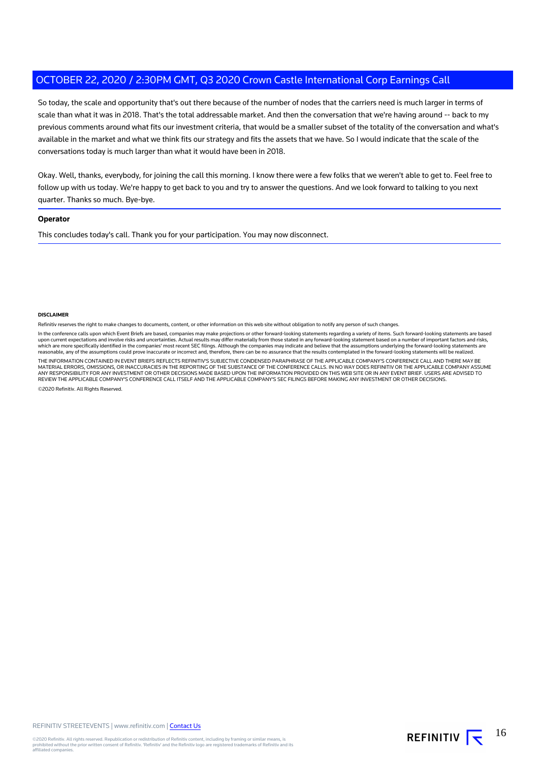So today, the scale and opportunity that's out there because of the number of nodes that the carriers need is much larger in terms of scale than what it was in 2018. That's the total addressable market. And then the conversation that we're having around -- back to my previous comments around what fits our investment criteria, that would be a smaller subset of the totality of the conversation and what's available in the market and what we think fits our strategy and fits the assets that we have. So I would indicate that the scale of the conversations today is much larger than what it would have been in 2018.

Okay. Well, thanks, everybody, for joining the call this morning. I know there were a few folks that we weren't able to get to. Feel free to follow up with us today. We're happy to get back to you and try to answer the questions. And we look forward to talking to you next quarter. Thanks so much. Bye-bye.

**Operator**

This concludes today's call. Thank you for your participation. You may now disconnect.

**DISCLAIMER**

Refinitiv reserves the right to make changes to documents, content, or other information on this web site without obligation to notify any person of such changes.

In the conference calls upon which Event Briefs are based, companies may make projections or other forward-looking statements regarding a variety of items. Such forward-looking statements are based upon current expectations and involve risks and uncertainties. Actual results may differ materially from those stated in any forward-looking statement based on a number of important factors and risks, which are more specifically identified in the companies' most recent SEC filings. Although the companies may indicate and believe that the assumptions underlying the forward-looking statements are reasonable, any of the assumptions could prove inaccurate or incorrect and, therefore, there can be no assurance that the results contemplated in the forward-looking statements will be realized.

THE INFORMATION CONTAINED IN EVENT BRIEFS REFLECTS REFINITIV'S SUBJECTIVE CONDENSED PARAPHRASE OF THE APPLICABLE COMPANY'S CONFERENCE CALL AND THERE MAY BE MATERIAL ERRORS, OMISSIONS, OR INACCURACIES IN THE REPORTING OF THE SUBSTANCE OF THE CONFERENCE CALLS. IN NO WAY DOES REFINITIV OR THE APPLICABLE COMPANY ASSUME ANY RESPONSIBILITY FOR ANY INVESTMENT OR OTHER DECISIONS MADE BASED UPON THE INFORMATION PROVIDED ON THIS WEB SITE OR IN ANY EVENT BRIEF. USERS ARE ADVISED TO REVIEW THE APPLICABLE COMPANY'S CONFERENCE CALL ITSELF AND THE APPLICABLE COMPANY'S SEC FILINGS BEFORE MAKING ANY INVESTMENT OR OTHER DECISIONS.

©2020 Refinitiv. All Rights Reserved.